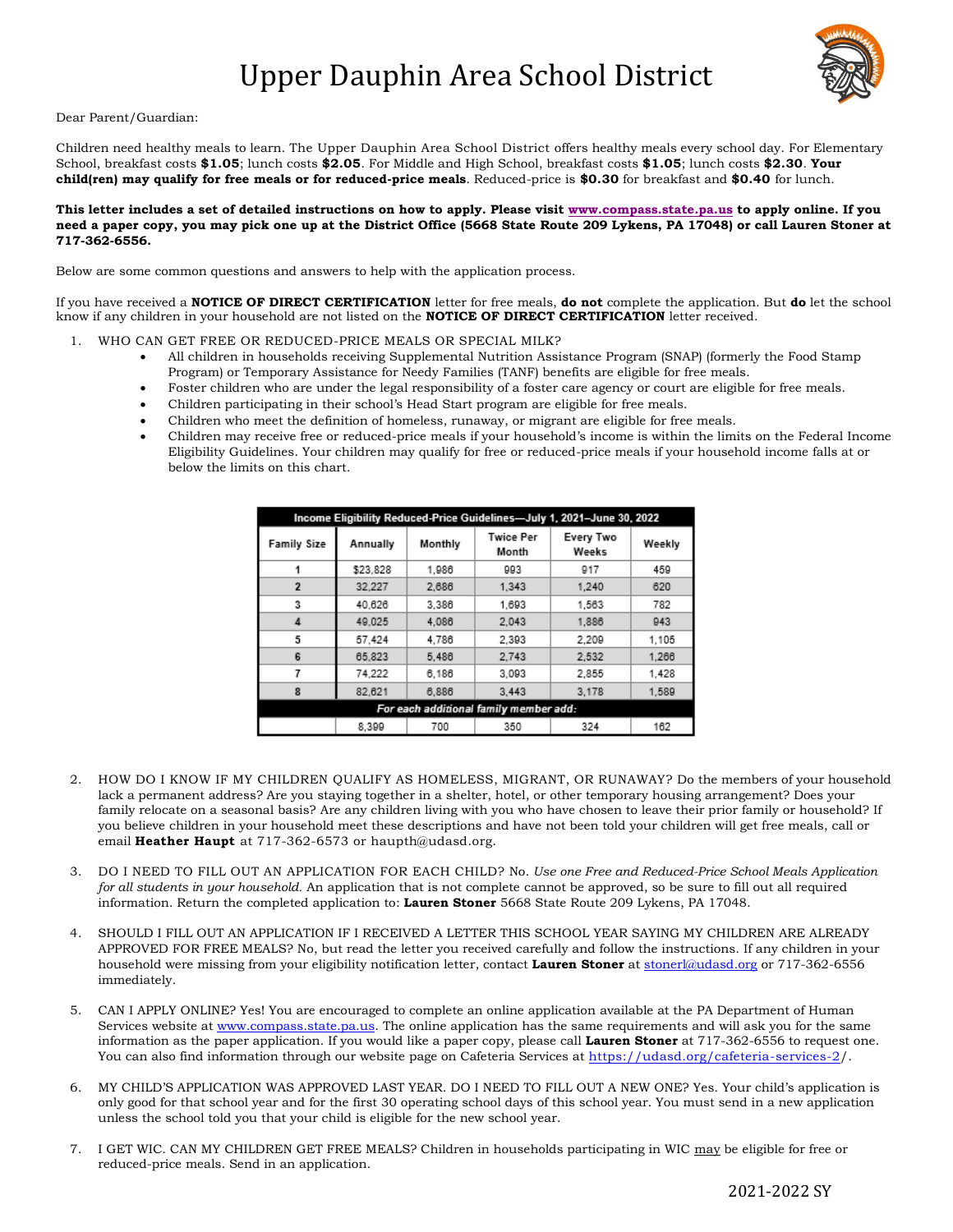# Upper Dauphin Area School District

Dear Parent/Guardian:

Children need healthy meals to learn. The Upper Dauphin Area School District offers healthy meals every school day. For Elementary School, breakfast costs **$1.05**; lunch costs **$2.05**. For Middle and High School, breakfast costs **$1.05**; lunch costs **$2.30**. **Your child(ren) may qualify for free meals or for reduced-price meals**. Reduced-price is **$0.30** for breakfast and **$0.40** for lunch.

**This letter includes a set of detailed instructions on how to apply. Please visit www.compass.state.pa.us to apply online. If you need a paper copy, you may pick one up at the District Office (5668 State Route 209 Lykens, PA 17048) or call Lauren Stoner at 717-362-6556.**

Below are some common questions and answers to help with the application process.

If you have received a **NOTICE OF DIRECT CERTIFICATION** letter for free meals, **do not** complete the application. But **do** let the school know if any children in your household are not listed on the **NOTICE OF DIRECT CERTIFICATION** letter received.

1. WHO CAN GET FREE OR REDUCED-PRICE MEALS OR SPECIAL MILK?
   - All children in households receiving Supplemental Nutrition Assistance Program (SNAP) (formerly the Food Stamp Program) or Temporary Assistance for Needy Families (TANF) benefits are eligible for free meals.
   - Foster children who are under the legal responsibility of a foster care agency or court are eligible for free meals.
   - Children participating in their school's Head Start program are eligible for free meals.
   - Children who meet the definition of homeless, runaway, or migrant are eligible for free meals.
   - Children may receive free or reduced-price meals if your household's income is within the limits on the Federal Income Eligibility Guidelines. Your children may qualify for free or reduced-price meals if your household income falls at or below the limits on this chart.

| Income Eligibility Reduced-Price Guidelines—July 1, 2021–June 30, 2022 | | | | | |
|---|---|---|---|---|---|
| Family Size | Annually | Monthly | Twice Per Month | Every Two Weeks | Weekly |
| 1 | $23,828 | 1,986 | 993 | 917 | 459 |
| 2 | 32,227 | 2,686 | 1,343 | 1,240 | 620 |
| 3 | 40,626 | 3,386 | 1,693 | 1,563 | 782 |
| 4 | 49,025 | 4,086 | 2,043 | 1,886 | 943 |
| 5 | 57,424 | 4,786 | 2,393 | 2,209 | 1,105 |
| 6 | 65,823 | 5,486 | 2,743 | 2,532 | 1,266 |
| 7 | 74,222 | 6,186 | 3,093 | 2,855 | 1,428 |
| 8 | 82,621 | 6,886 | 3,443 | 3,178 | 1,589 |
| *For each additional family member add:* | | | | | |
| | 8,399 | 700 | 350 | 324 | 162 |

2. HOW DO I KNOW IF MY CHILDREN QUALIFY AS HOMELESS, MIGRANT, OR RUNAWAY? Do the members of your household lack a permanent address? Are you staying together in a shelter, hotel, or other temporary housing arrangement? Does your family relocate on a seasonal basis? Are any children living with you who have chosen to leave their prior family or household? If you believe children in your household meet these descriptions and have not been told your children will get free meals, call or email **Heather Haupt** at 717-362-6573 or haupth@udasd.org.

3. DO I NEED TO FILL OUT AN APPLICATION FOR EACH CHILD? No. *Use one Free and Reduced-Price School Meals Application for all students in your household.* An application that is not complete cannot be approved, so be sure to fill out all required information. Return the completed application to: **Lauren Stoner** 5668 State Route 209 Lykens, PA 17048.

4. SHOULD I FILL OUT AN APPLICATION IF I RECEIVED A LETTER THIS SCHOOL YEAR SAYING MY CHILDREN ARE ALREADY APPROVED FOR FREE MEALS? No, but read the letter you received carefully and follow the instructions. If any children in your household were missing from your eligibility notification letter, contact **Lauren Stoner** at stonerl@udasd.org or 717-362-6556 immediately.

5. CAN I APPLY ONLINE? Yes! You are encouraged to complete an online application available at the PA Department of Human Services website at www.compass.state.pa.us. The online application has the same requirements and will ask you for the same information as the paper application. If you would like a paper copy, please call **Lauren Stoner** at 717-362-6556 to request one. You can also find information through our website page on Cafeteria Services at https://udasd.org/cafeteria-services-2/.

6. MY CHILD'S APPLICATION WAS APPROVED LAST YEAR. DO I NEED TO FILL OUT A NEW ONE? Yes. Your child's application is only good for that school year and for the first 30 operating school days of this school year. You must send in a new application unless the school told you that your child is eligible for the new school year.

7. I GET WIC. CAN MY CHILDREN GET FREE MEALS? Children in households participating in WIC may be eligible for free or reduced-price meals. Send in an application.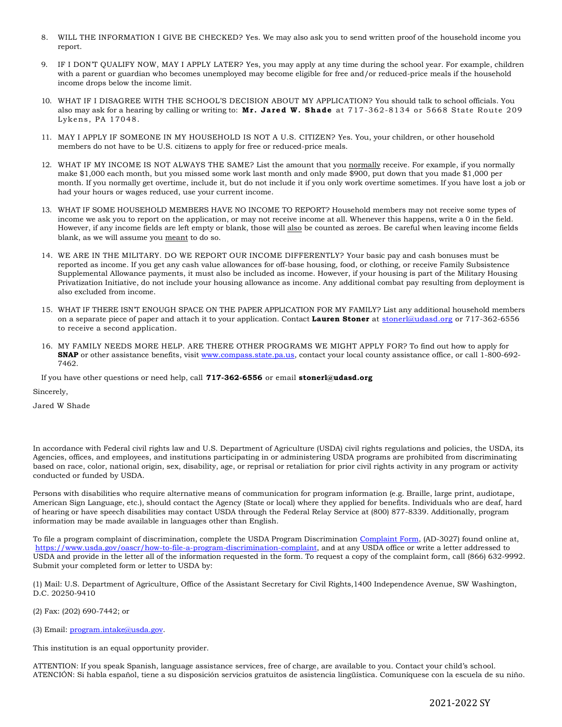8. WILL THE INFORMATION I GIVE BE CHECKED? Yes. We may also ask you to send written proof of the household income you report.

9. IF I DON'T QUALIFY NOW, MAY I APPLY LATER? Yes, you may apply at any time during the school year. For example, children with a parent or guardian who becomes unemployed may become eligible for free and/or reduced-price meals if the household income drops below the income limit.

10. WHAT IF I DISAGREE WITH THE SCHOOL'S DECISION ABOUT MY APPLICATION? You should talk to school officials. You also may ask for a hearing by calling or writing to: **Mr. Jared W. Shade** at 717-362-8134 or 5668 State Route 209 Lykens, PA 17048.

11. MAY I APPLY IF SOMEONE IN MY HOUSEHOLD IS NOT A U.S. CITIZEN? Yes. You, your children, or other household members do not have to be U.S. citizens to apply for free or reduced-price meals.

12. WHAT IF MY INCOME IS NOT ALWAYS THE SAME? List the amount that you normally receive. For example, if you normally make $1,000 each month, but you missed some work last month and only made $900, put down that you made $1,000 per month. If you normally get overtime, include it, but do not include it if you only work overtime sometimes. If you have lost a job or had your hours or wages reduced, use your current income.

13. WHAT IF SOME HOUSEHOLD MEMBERS HAVE NO INCOME TO REPORT? Household members may not receive some types of income we ask you to report on the application, or may not receive income at all. Whenever this happens, write a 0 in the field. However, if any income fields are left empty or blank, those will also be counted as zeroes. Be careful when leaving income fields blank, as we will assume you meant to do so.

14. WE ARE IN THE MILITARY. DO WE REPORT OUR INCOME DIFFERENTLY? Your basic pay and cash bonuses must be reported as income. If you get any cash value allowances for off-base housing, food, or clothing, or receive Family Subsistence Supplemental Allowance payments, it must also be included as income. However, if your housing is part of the Military Housing Privatization Initiative, do not include your housing allowance as income. Any additional combat pay resulting from deployment is also excluded from income.

15. WHAT IF THERE ISN'T ENOUGH SPACE ON THE PAPER APPLICATION FOR MY FAMILY? List any additional household members on a separate piece of paper and attach it to your application. Contact **Lauren Stoner** at stonerl@udasd.org or 717-362-6556 to receive a second application.

16. MY FAMILY NEEDS MORE HELP. ARE THERE OTHER PROGRAMS WE MIGHT APPLY FOR? To find out how to apply for **SNAP** or other assistance benefits, visit www.compass.state.pa.us, contact your local county assistance office, or call 1-800-692-7462.

If you have other questions or need help, call **717-362-6556** or email **stonerl@udasd.org**

Sincerely,

Jared W Shade

In accordance with Federal civil rights law and U.S. Department of Agriculture (USDA) civil rights regulations and policies, the USDA, its Agencies, offices, and employees, and institutions participating in or administering USDA programs are prohibited from discriminating based on race, color, national origin, sex, disability, age, or reprisal or retaliation for prior civil rights activity in any program or activity conducted or funded by USDA.

Persons with disabilities who require alternative means of communication for program information (e.g. Braille, large print, audiotape, American Sign Language, etc.), should contact the Agency (State or local) where they applied for benefits. Individuals who are deaf, hard of hearing or have speech disabilities may contact USDA through the Federal Relay Service at (800) 877-8339. Additionally, program information may be made available in languages other than English.

To file a program complaint of discrimination, complete the USDA Program Discrimination Complaint Form, (AD-3027) found online at, https://www.usda.gov/oascr/how-to-file-a-program-discrimination-complaint, and at any USDA office or write a letter addressed to USDA and provide in the letter all of the information requested in the form. To request a copy of the complaint form, call (866) 632-9992. Submit your completed form or letter to USDA by:

(1) Mail: U.S. Department of Agriculture, Office of the Assistant Secretary for Civil Rights,1400 Independence Avenue, SW Washington, D.C. 20250-9410

(2) Fax: (202) 690-7442; or

(3) Email: program.intake@usda.gov.

This institution is an equal opportunity provider.

ATTENTION: If you speak Spanish, language assistance services, free of charge, are available to you. Contact your child's school.
ATENCIÓN: Si habla español, tiene a su disposición servicios gratuitos de asistencia lingüística. Comuníquese con la escuela de su niño.

2021-2022 SY